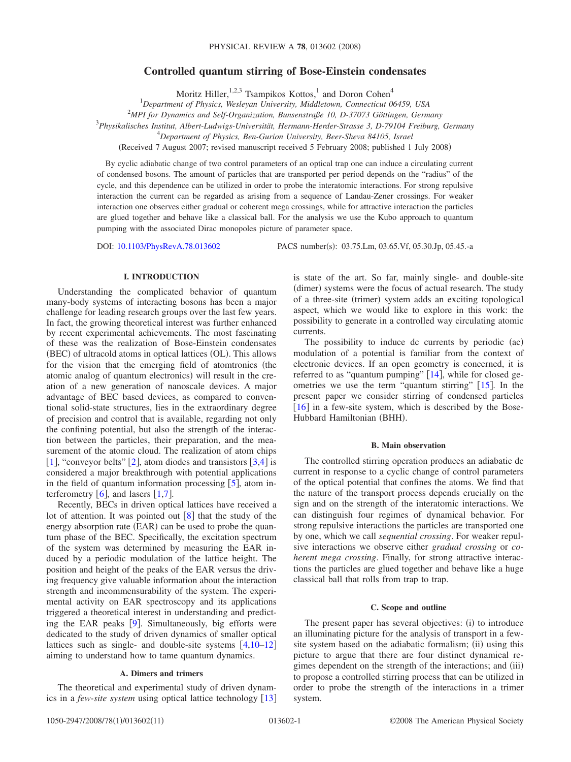# Controlled quantum stirring of Bose-Einstein condensates

Moritz Hiller,[1,2,3] Tsampikos Kottos,[1] and Doron Cohen[4]

[1]*Department of Physics, Wesleyan University, Middletown, Connecticut 06459, USA*

[2]*MPI for Dynamics and Self-Organization, Bunsenstraße 10, D-37073 Göttingen, Germany*

[3]*Physikalisches Institut, Albert-Ludwigs-Universität, Hermann-Herder-Strasse 3, D-79104 Freiburg, Germany*

[4]*Department of Physics, Ben-Gurion University, Beer-Sheva 84105, Israel*

(Received 7 August 2007; revised manuscript received 5 February 2008; published 1 July 2008)

By cyclic adiabatic change of two control parameters of an optical trap one can induce a circulating current of condensed bosons. The amount of particles that are transported per period depends on the "radius" of the cycle, and this dependence can be utilized in order to probe the interatomic interactions. For strong repulsive interaction the current can be regarded as arising from a sequence of Landau-Zener crossings. For weaker interaction one observes either gradual or coherent mega crossings, while for attractive interaction the particles are glued together and behave like a classical ball. For the analysis we use the Kubo approach to quantum pumping with the associated Dirac monopoles picture of parameter space.

DOI: 10.1103/PhysRevA.78.013602 PACS number(s): 03.75.Lm, 03.65.Vf, 05.30.Jp, 05.45.-a

## I. INTRODUCTION

Understanding the complicated behavior of quantum many-body systems of interacting bosons has been a major challenge for leading research groups over the last few years. In fact, the growing theoretical interest was further enhanced by recent experimental achievements. The most fascinating of these was the realization of Bose-Einstein condensates (BEC) of ultracold atoms in optical lattices (OL). This allows for the vision that the emerging field of atomtronics (the atomic analog of quantum electronics) will result in the creation of a new generation of nanoscale devices. A major advantage of BEC based devices, as compared to conventional solid-state structures, lies in the extraordinary degree of precision and control that is available, regarding not only the confining potential, but also the strength of the interaction between the particles, their preparation, and the measurement of the atomic cloud. The realization of atom chips [1], "conveyor belts" [2], atom diodes and transistors [3,4] is considered a major breakthrough with potential applications in the field of quantum information processing [5], atom interferometry [6], and lasers [1,7].

Recently, BECs in driven optical lattices have received a lot of attention. It was pointed out [8] that the study of the energy absorption rate (EAR) can be used to probe the quantum phase of the BEC. Specifically, the excitation spectrum of the system was determined by measuring the EAR induced by a periodic modulation of the lattice height. The position and height of the peaks of the EAR versus the driving frequency give valuable information about the interaction strength and incommensurability of the system. The experimental activity on EAR spectroscopy and its applications triggered a theoretical interest in understanding and predicting the EAR peaks [9]. Simultaneously, big efforts were dedicated to the study of driven dynamics of smaller optical lattices such as single- and double-site systems [4,10–12] aiming to understand how to tame quantum dynamics.

### A. Dimers and trimers

The theoretical and experimental study of driven dynamics in a *few-site system* using optical lattice technology [13] is state of the art. So far, mainly single- and double-site (dimer) systems were the focus of actual research. The study of a three-site (trimer) system adds an exciting topological aspect, which we would like to explore in this work: the possibility to generate in a controlled way circulating atomic currents.

The possibility to induce dc currents by periodic (ac) modulation of a potential is familiar from the context of electronic devices. If an open geometry is concerned, it is referred to as "quantum pumping" [14], while for closed geometries we use the term "quantum stirring" [15]. In the present paper we consider stirring of condensed particles [16] in a few-site system, which is described by the Bose-Hubbard Hamiltonian (BHH).

### B. Main observation

The controlled stirring operation produces an adiabatic dc current in response to a cyclic change of control parameters of the optical potential that confines the atoms. We find that the nature of the transport process depends crucially on the sign and on the strength of the interatomic interactions. We can distinguish four regimes of dynamical behavior. For strong repulsive interactions the particles are transported one by one, which we call *sequential crossing*. For weaker repulsive interactions we observe either *gradual crossing* or *coherent mega crossing*. Finally, for strong attractive interactions the particles are glued together and behave like a huge classical ball that rolls from trap to trap.

### C. Scope and outline

The present paper has several objectives: (i) to introduce an illuminating picture for the analysis of transport in a few-site system based on the adiabatic formalism; (ii) using this picture to argue that there are four distinct dynamical regimes dependent on the strength of the interactions; and (iii) to propose a controlled stirring process that can be utilized in order to probe the strength of the interactions in a trimer system.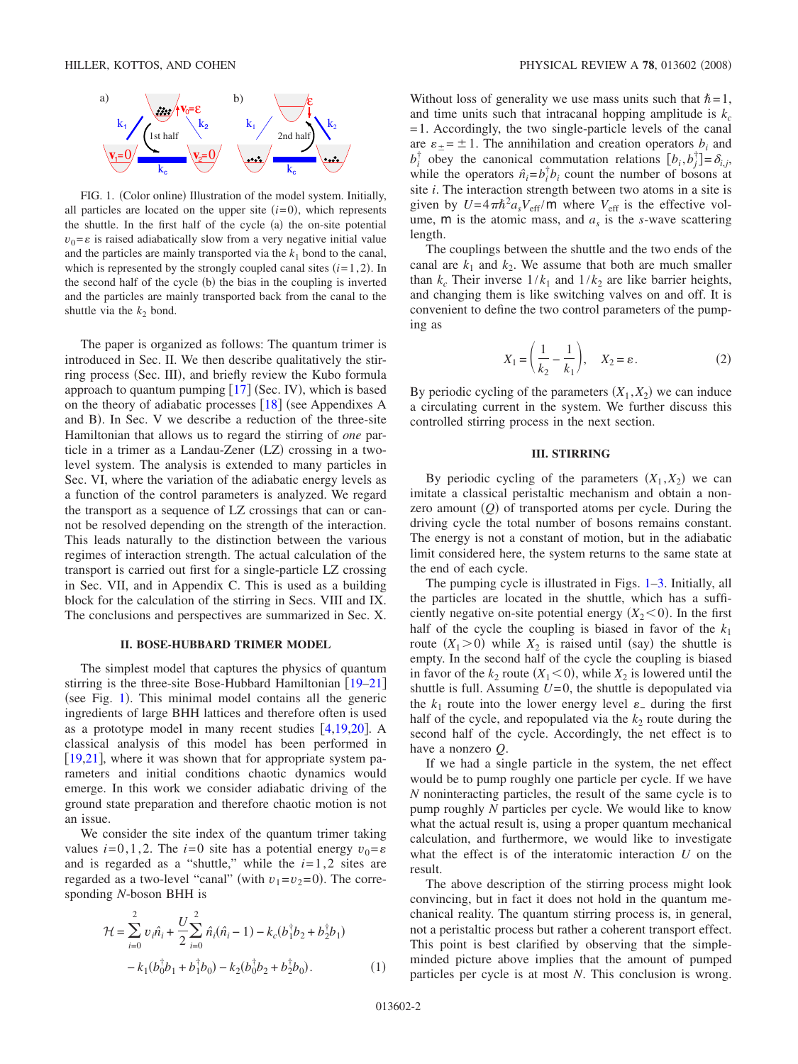FIG. 1. (Color online) Illustration of the model system. Initially, all particles are located on the upper site ($i=0$), which represents the shuttle. In the first half of the cycle (a) the on-site potential $v_0=\varepsilon$ is raised adiabatically slow from a very negative initial value and the particles are mainly transported via the $k_1$ bond to the canal, which is represented by the strongly coupled canal sites ($i=1,2$). In the second half of the cycle (b) the bias in the coupling is inverted and the particles are mainly transported back from the canal to the shuttle via the $k_2$ bond.

The paper is organized as follows: The quantum trimer is introduced in Sec. II. We then describe qualitatively the stirring process (Sec. III), and briefly review the Kubo formula approach to quantum pumping [17] (Sec. IV), which is based on the theory of adiabatic processes [18] (see Appendixes A and B). In Sec. V we describe a reduction of the three-site Hamiltonian that allows us to regard the stirring of *one* particle in a trimer as a Landau-Zener (LZ) crossing in a two-level system. The analysis is extended to many particles in Sec. VI, where the variation of the adiabatic energy levels as a function of the control parameters is analyzed. We regard the transport as a sequence of LZ crossings that can or cannot be resolved depending on the strength of the interaction. This leads naturally to the distinction between the various regimes of interaction strength. The actual calculation of the transport is carried out first for a single-particle LZ crossing in Sec. VII, and in Appendix C. This is used as a building block for the calculation of the stirring in Secs. VIII and IX. The conclusions and perspectives are summarized in Sec. X.

## II. BOSE-HUBBARD TRIMER MODEL

The simplest model that captures the physics of quantum stirring is the three-site Bose-Hubbard Hamiltonian [19–21] (see Fig. 1). This minimal model contains all the generic ingredients of large BHH lattices and therefore often is used as a prototype model in many recent studies [4,19,20]. A classical analysis of this model has been performed in [19,21], where it was shown that for appropriate system parameters and initial conditions chaotic dynamics would emerge. In this work we consider adiabatic driving of the ground state preparation and therefore chaotic motion is not an issue.

We consider the site index of the quantum trimer taking values $i=0,1,2$. The $i=0$ site has a potential energy $v_0=\varepsilon$ and is regarded as a "shuttle," while the $i=1,2$ sites are regarded as a two-level "canal" (with $v_1=v_2=0$). The corresponding $N$-boson BHH is

$$\mathcal{H} = \sum_{i=0}^{2} v_i \hat{n}_i + \frac{U}{2}\sum_{i=0}^{2} \hat{n}_i(\hat{n}_i - 1) - k_c(b_1^\dagger b_2 + b_2^\dagger b_1) - k_1(b_0^\dagger b_1 + b_1^\dagger b_0) - k_2(b_0^\dagger b_2 + b_2^\dagger b_0). \quad (1)$$

Without loss of generality we use mass units such that $\hbar=1$, and time units such that intracanal hopping amplitude is $k_c=1$. Accordingly, the two single-particle levels of the canal are $\varepsilon_{\pm}=\pm 1$. The annihilation and creation operators $b_i$ and $b_i^\dagger$ obey the canonical commutation relations $[b_i, b_j^\dagger]=\delta_{i,j}$, while the operators $\hat{n}_i=b_i^\dagger b_i$ count the number of bosons at site $i$. The interaction strength between two atoms in a site is given by $U=4\pi\hbar^2 a_s V_{\text{eff}}/\mathsf{m}$ where $V_{\text{eff}}$ is the effective volume, $\mathsf{m}$ is the atomic mass, and $a_s$ is the $s$-wave scattering length.

The couplings between the shuttle and the two ends of the canal are $k_1$ and $k_2$. We assume that both are much smaller than $k_c$ Their inverse $1/k_1$ and $1/k_2$ are like barrier heights, and changing them is like switching valves on and off. It is convenient to define the two control parameters of the pumping as

$$X_1 = \left(\frac{1}{k_2} - \frac{1}{k_1}\right), \quad X_2 = \varepsilon. \quad (2)$$

By periodic cycling of the parameters $(X_1, X_2)$ we can induce a circulating current in the system. We further discuss this controlled stirring process in the next section.

## III. STIRRING

By periodic cycling of the parameters $(X_1, X_2)$ we can imitate a classical peristaltic mechanism and obtain a nonzero amount ($Q$) of transported atoms per cycle. During the driving cycle the total number of bosons remains constant. The energy is not a constant of motion, but in the adiabatic limit considered here, the system returns to the same state at the end of each cycle.

The pumping cycle is illustrated in Figs. 1–3. Initially, all the particles are located in the shuttle, which has a sufficiently negative on-site potential energy ($X_2<0$). In the first half of the cycle the coupling is biased in favor of the $k_1$ route ($X_1>0$) while $X_2$ is raised until (say) the shuttle is empty. In the second half of the cycle the coupling is biased in favor of the $k_2$ route ($X_1<0$), while $X_2$ is lowered until the shuttle is full. Assuming $U=0$, the shuttle is depopulated via the $k_1$ route into the lower energy level $\varepsilon_-$ during the first half of the cycle, and repopulated via the $k_2$ route during the second half of the cycle. Accordingly, the net effect is to have a nonzero $Q$.

If we had a single particle in the system, the net effect would be to pump roughly one particle per cycle. If we have $N$ noninteracting particles, the result of the same cycle is to pump roughly $N$ particles per cycle. We would like to know what the actual result is, using a proper quantum mechanical calculation, and furthermore, we would like to investigate what the effect is of the interatomic interaction $U$ on the result.

The above description of the stirring process might look convincing, but in fact it does not hold in the quantum mechanical reality. The quantum stirring process is, in general, not a peristaltic process but rather a coherent transport effect. This point is best clarified by observing that the simple-minded picture above implies that the amount of pumped particles per cycle is at most $N$. This conclusion is wrong.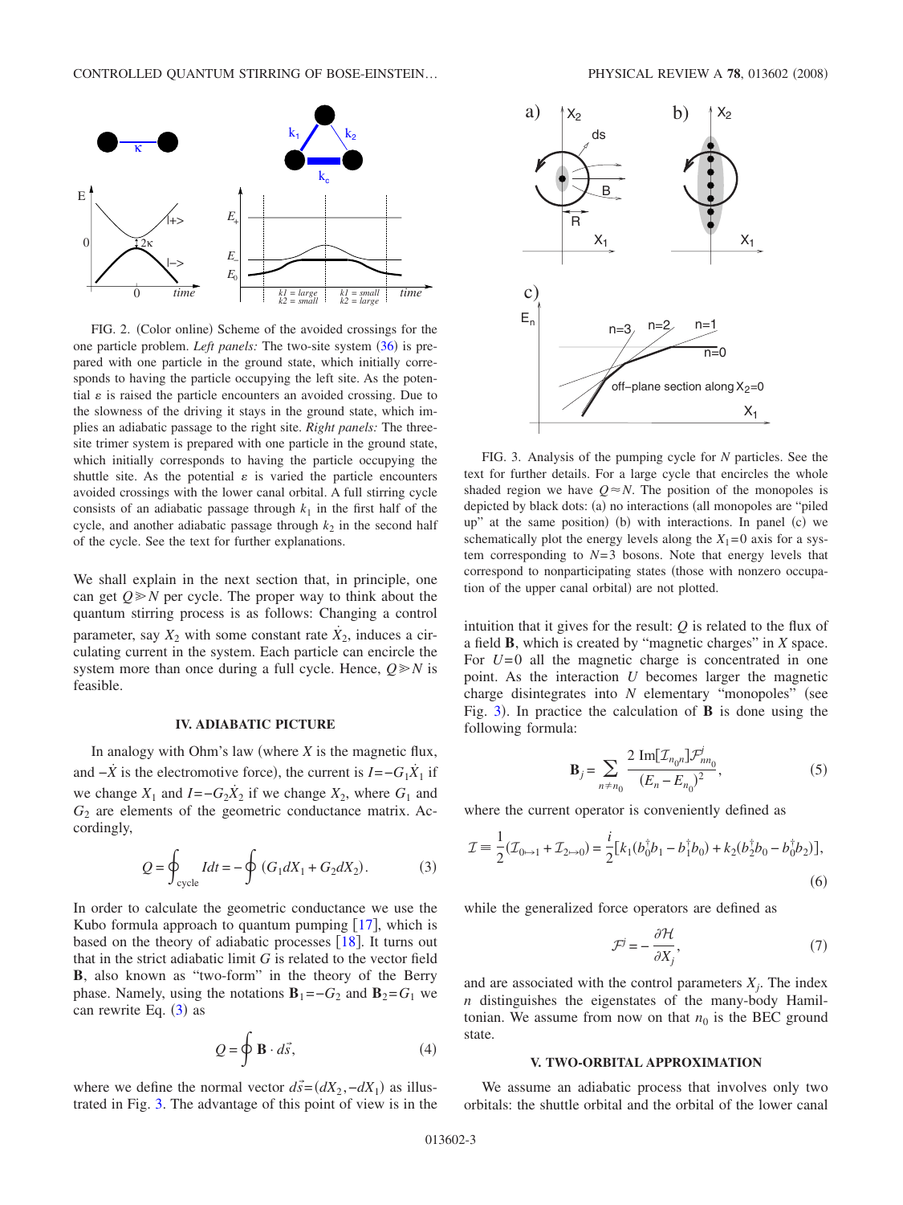FIG. 2. (Color online) Scheme of the avoided crossings for the one particle problem. *Left panels:* The two-site system (36) is prepared with one particle in the ground state, which initially corresponds to having the particle occupying the left site. As the potential $\varepsilon$ is raised the particle encounters an avoided crossing. Due to the slowness of the driving it stays in the ground state, which implies an adiabatic passage to the right site. *Right panels:* The three-site trimer system is prepared with one particle in the ground state, which initially corresponds to having the particle occupying the shuttle site. As the potential $\varepsilon$ is varied the particle encounters avoided crossings with the lower canal orbital. A full stirring cycle consists of an adiabatic passage through $k_1$ in the first half of the cycle, and another adiabatic passage through $k_2$ in the second half of the cycle. See the text for further explanations.

We shall explain in the next section that, in principle, one can get $Q \gg N$ per cycle. The proper way to think about the quantum stirring process is as follows: Changing a control parameter, say $X_2$ with some constant rate $\dot{X}_2$, induces a circulating current in the system. Each particle can encircle the system more than once during a full cycle. Hence, $Q \gg N$ is feasible.

## IV. ADIABATIC PICTURE

In analogy with Ohm's law (where $X$ is the magnetic flux, and $-\dot{X}$ is the electromotive force), the current is $I = -G_1 \dot{X}_1$ if we change $X_1$ and $I = -G_2 \dot{X}_2$ if we change $X_2$, where $G_1$ and $G_2$ are elements of the geometric conductance matrix. Accordingly,

$$Q = \oint_{\text{cycle}} I dt = -\oint (G_1 dX_1 + G_2 dX_2). \tag{3}$$

In order to calculate the geometric conductance we use the Kubo formula approach to quantum pumping [17], which is based on the theory of adiabatic processes [18]. It turns out that in the strict adiabatic limit $G$ is related to the vector field $\mathbf{B}$, also known as "two-form" in the theory of the Berry phase. Namely, using the notations $\mathbf{B}_1 = -G_2$ and $\mathbf{B}_2 = G_1$ we can rewrite Eq. (3) as

$$Q = \oint \mathbf{B} \cdot d\vec{s}, \tag{4}$$

where we define the normal vector $d\vec{s} = (dX_2, -dX_1)$ as illustrated in Fig. 3. The advantage of this point of view is in the intuition that it gives for the result: $Q$ is related to the flux of a field $\mathbf{B}$, which is created by "magnetic charges" in $X$ space. For $U=0$ all the magnetic charge is concentrated in one point. As the interaction $U$ becomes larger the magnetic charge disintegrates into $N$ elementary "monopoles" (see Fig. 3). In practice the calculation of $\mathbf{B}$ is done using the following formula:

FIG. 3. Analysis of the pumping cycle for $N$ particles. See the text for further details. For a large cycle that encircles the whole shaded region we have $Q \approx N$. The position of the monopoles is depicted by black dots: (a) no interactions (all monopoles are "piled up" at the same position) (b) with interactions. In panel (c) we schematically plot the energy levels along the $X_1 = 0$ axis for a system corresponding to $N=3$ bosons. Note that energy levels that correspond to nonparticipating states (those with nonzero occupation of the upper canal orbital) are not plotted.

$$\mathbf{B}_j = \sum_{n \neq n_0} \frac{2 \, \text{Im}[\mathcal{I}_{n_0 n}] \mathcal{F}^j_{n n_0}}{(E_n - E_{n_0})^2}, \tag{5}$$

where the current operator is conveniently defined as

$$\mathcal{I} \equiv \frac{1}{2}(\mathcal{I}_{0 \mapsto 1} + \mathcal{I}_{2 \mapsto 0}) = \frac{i}{2}[k_1(b_0^\dagger b_1 - b_1^\dagger b_0) + k_2(b_2^\dagger b_0 - b_0^\dagger b_2)], \tag{6}$$

while the generalized force operators are defined as

$$\mathcal{F}^j = -\frac{\partial \mathcal{H}}{\partial X_j}, \tag{7}$$

and are associated with the control parameters $X_j$. The index $n$ distinguishes the eigenstates of the many-body Hamiltonian. We assume from now on that $n_0$ is the BEC ground state.

## V. TWO-ORBITAL APPROXIMATION

We assume an adiabatic process that involves only two orbitals: the shuttle orbital and the orbital of the lower canal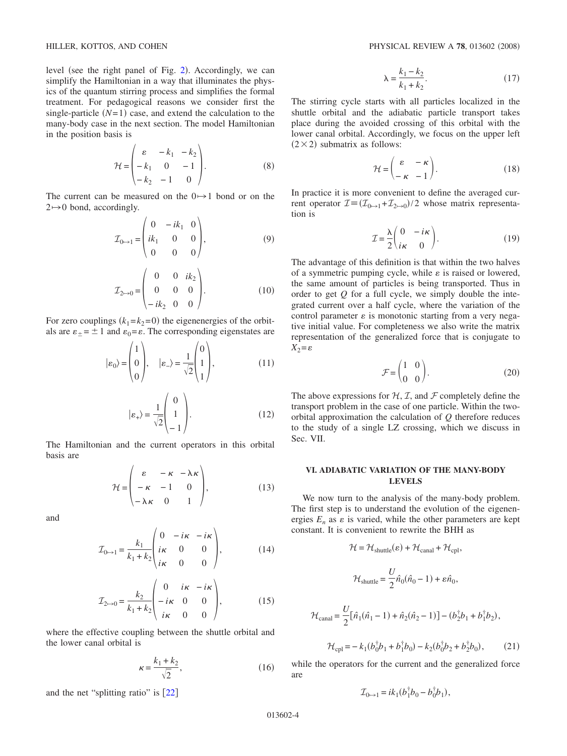level (see the right panel of Fig. 2). Accordingly, we can simplify the Hamiltonian in a way that illuminates the physics of the quantum stirring process and simplifies the formal treatment. For pedagogical reasons we consider first the single-particle ($N=1$) case, and extend the calculation to the many-body case in the next section. The model Hamiltonian in the position basis is

$$\mathcal{H} = \begin{pmatrix} \varepsilon & -k_1 & -k_2 \\ -k_1 & 0 & -1 \\ -k_2 & -1 & 0 \end{pmatrix}. \tag{8}$$

The current can be measured on the $0 \mapsto 1$ bond or on the $2 \mapsto 0$ bond, accordingly.

$$\mathcal{I}_{0\mapsto 1} = \begin{pmatrix} 0 & -ik_1 & 0 \\ ik_1 & 0 & 0 \\ 0 & 0 & 0 \end{pmatrix}, \tag{9}$$

$$\mathcal{I}_{2\mapsto 0} = \begin{pmatrix} 0 & 0 & ik_2 \\ 0 & 0 & 0 \\ -ik_2 & 0 & 0 \end{pmatrix}. \tag{10}$$

For zero couplings ($k_1=k_2=0$) the eigenenergies of the orbitals are $\varepsilon_{\pm}=\pm 1$ and $\varepsilon_0=\varepsilon$. The corresponding eigenstates are

$$|\varepsilon_0\rangle = \begin{pmatrix} 1 \\ 0 \\ 0 \end{pmatrix}, \quad |\varepsilon_-\rangle = \frac{1}{\sqrt{2}}\begin{pmatrix} 0 \\ 1 \\ 1 \end{pmatrix}, \tag{11}$$

$$|\varepsilon_+\rangle = \frac{1}{\sqrt{2}}\begin{pmatrix} 0 \\ 1 \\ -1 \end{pmatrix}. \tag{12}$$

The Hamiltonian and the current operators in this orbital basis are

$$\mathcal{H} = \begin{pmatrix} \varepsilon & -\kappa & -\lambda\kappa \\ -\kappa & -1 & 0 \\ -\lambda\kappa & 0 & 1 \end{pmatrix}, \tag{13}$$

and

$$\mathcal{I}_{0\mapsto 1} = \frac{k_1}{k_1+k_2}\begin{pmatrix} 0 & -i\kappa & -i\kappa \\ i\kappa & 0 & 0 \\ i\kappa & 0 & 0 \end{pmatrix}, \tag{14}$$

$$\mathcal{I}_{2\mapsto 0} = \frac{k_2}{k_1+k_2}\begin{pmatrix} 0 & i\kappa & -i\kappa \\ -i\kappa & 0 & 0 \\ i\kappa & 0 & 0 \end{pmatrix}, \tag{15}$$

where the effective coupling between the shuttle orbital and the lower canal orbital is

$$\kappa = \frac{k_1+k_2}{\sqrt{2}}, \tag{16}$$

and the net "splitting ratio" is [22]

$$\lambda = \frac{k_1-k_2}{k_1+k_2}. \tag{17}$$

The stirring cycle starts with all particles localized in the shuttle orbital and the adiabatic particle transport takes place during the avoided crossing of this orbital with the lower canal orbital. Accordingly, we focus on the upper left $(2\times 2)$ submatrix as follows:

$$\mathcal{H} = \begin{pmatrix} \varepsilon & -\kappa \\ -\kappa & -1 \end{pmatrix}. \tag{18}$$

In practice it is more convenient to define the averaged current operator $\mathcal{I} \equiv (\mathcal{I}_{0\mapsto 1}+\mathcal{I}_{2\mapsto 0})/2$ whose matrix representation is

$$\mathcal{I} = \frac{\lambda}{2}\begin{pmatrix} 0 & -i\kappa \\ i\kappa & 0 \end{pmatrix}. \tag{19}$$

The advantage of this definition is that within the two halves of a symmetric pumping cycle, while $\varepsilon$ is raised or lowered, the same amount of particles is being transported. Thus in order to get $Q$ for a full cycle, we simply double the integrated current over a half cycle, where the variation of the control parameter $\varepsilon$ is monotonic starting from a very negative initial value. For completeness we also write the matrix representation of the generalized force that is conjugate to $X_2=\varepsilon$

$$\mathcal{F} = \begin{pmatrix} 1 & 0 \\ 0 & 0 \end{pmatrix}. \tag{20}$$

The above expressions for $\mathcal{H}$, $\mathcal{I}$, and $\mathcal{F}$ completely define the transport problem in the case of one particle. Within the two-orbital approximation the calculation of $Q$ therefore reduces to the study of a single LZ crossing, which we discuss in Sec. VII.

## VI. ADIABATIC VARIATION OF THE MANY-BODY LEVELS

We now turn to the analysis of the many-body problem. The first step is to understand the evolution of the eigenenergies $E_n$ as $\varepsilon$ is varied, while the other parameters are kept constant. It is convenient to rewrite the BHH as

$$\mathcal{H} = \mathcal{H}_{\text{shuttle}}(\varepsilon) + \mathcal{H}_{\text{canal}} + \mathcal{H}_{\text{cpl}},$$

$$\mathcal{H}_{\text{shuttle}} = \frac{U}{2}\hat{n}_0(\hat{n}_0-1) + \varepsilon\hat{n}_0,$$

$$\mathcal{H}_{\text{canal}} = \frac{U}{2}[\hat{n}_1(\hat{n}_1-1)+\hat{n}_2(\hat{n}_2-1)] - (b_2^\dagger b_1 + b_1^\dagger b_2),$$

$$\mathcal{H}_{\text{cpl}} = -k_1(b_0^\dagger b_1 + b_1^\dagger b_0) - k_2(b_0^\dagger b_2 + b_2^\dagger b_0), \tag{21}$$

while the operators for the current and the generalized force are

$$\mathcal{I}_{0\mapsto 1} = ik_1(b_1^\dagger b_0 - b_0^\dagger b_1),$$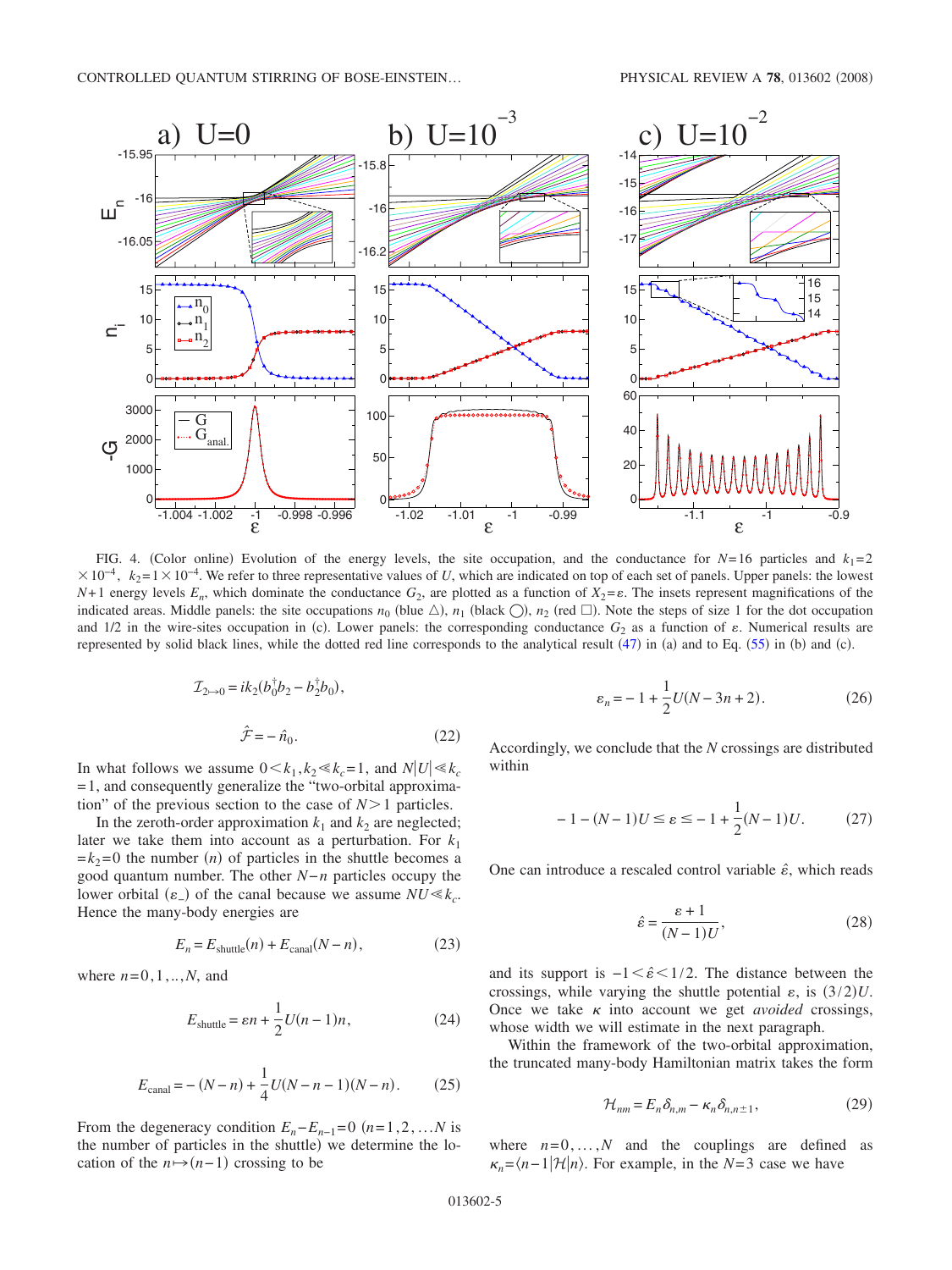FIG. 4. (Color online) Evolution of the energy levels, the site occupation, and the conductance for $N=16$ particles and $k_1=2\times10^{-4}$, $k_2=1\times10^{-4}$. We refer to three representative values of $U$, which are indicated on top of each set of panels. Upper panels: the lowest $N+1$ energy levels $E_n$, which dominate the conductance $G_2$, are plotted as a function of $X_2=\varepsilon$. The insets represent magnifications of the indicated areas. Middle panels: the site occupations $n_0$ (blue △), $n_1$ (black ◯), $n_2$ (red □). Note the steps of size 1 for the dot occupation and 1/2 in the wire-sites occupation in (c). Lower panels: the corresponding conductance $G_2$ as a function of $\varepsilon$. Numerical results are represented by solid black lines, while the dotted red line corresponds to the analytical result (47) in (a) and to Eq. (55) in (b) and (c).

$$\mathcal{I}_{2\mapsto 0} = ik_2(b_0^\dagger b_2 - b_2^\dagger b_0),$$

$$\hat{\mathcal{F}} = -\hat{n}_0. \tag{22}$$

In what follows we assume $0<k_1,k_2\ll k_c=1$, and $N|U|\ll k_c=1$, and consequently generalize the "two-orbital approximation" of the previous section to the case of $N>1$ particles.

In the zeroth-order approximation $k_1$ and $k_2$ are neglected; later we take them into account as a perturbation. For $k_1=k_2=0$ the number $(n)$ of particles in the shuttle becomes a good quantum number. The other $N-n$ particles occupy the lower orbital $(\varepsilon_-)$ of the canal because we assume $NU\ll k_c$. Hence the many-body energies are

$$E_n = E_{\text{shuttle}}(n) + E_{\text{canal}}(N-n), \tag{23}$$

where $n=0,1,..,N$, and

$$E_{\text{shuttle}} = \varepsilon n + \frac{1}{2}U(n-1)n, \tag{24}$$

$$E_{\text{canal}} = -(N-n) + \frac{1}{4}U(N-n-1)(N-n). \tag{25}$$

From the degeneracy condition $E_n - E_{n-1}=0$ ($n=1,2,\ldots N$ is the number of particles in the shuttle) we determine the location of the $n\mapsto(n-1)$ crossing to be

$$\varepsilon_n = -1 + \frac{1}{2}U(N-3n+2). \tag{26}$$

Accordingly, we conclude that the $N$ crossings are distributed within

$$-1-(N-1)U \le \varepsilon \le -1 + \frac{1}{2}(N-1)U. \tag{27}$$

One can introduce a rescaled control variable $\hat{\varepsilon}$, which reads

$$\hat{\varepsilon} = \frac{\varepsilon+1}{(N-1)U}, \tag{28}$$

and its support is $-1<\hat{\varepsilon}<1/2$. The distance between the crossings, while varying the shuttle potential $\varepsilon$, is $(3/2)U$. Once we take $\kappa$ into account we get *avoided* crossings, whose width we will estimate in the next paragraph.

Within the framework of the two-orbital approximation, the truncated many-body Hamiltonian matrix takes the form

$$\mathcal{H}_{nm} = E_n\delta_{n,m} - \kappa_n\delta_{n,n\pm1}, \tag{29}$$

where $n=0,\ldots,N$ and the couplings are defined as $\kappa_n = \langle n-1|\mathcal{H}|n\rangle$. For example, in the $N=3$ case we have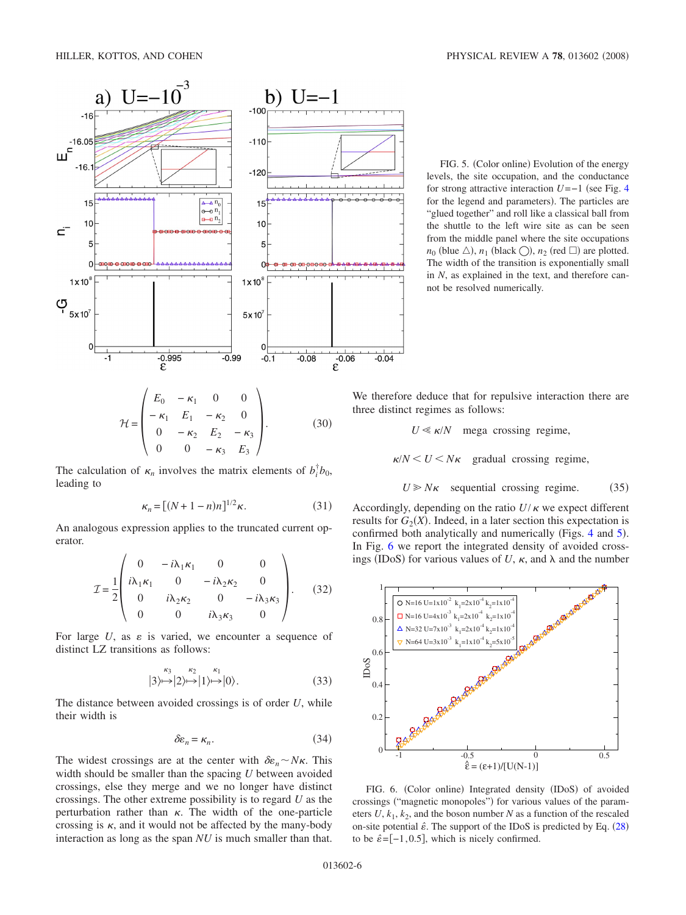FIG. 5. (Color online) Evolution of the energy levels, the site occupation, and the conductance for strong attractive interaction $U=-1$ (see Fig. 4 for the legend and parameters). The particles are "glued together" and roll like a classical ball from the shuttle to the left wire site site as can be seen from the middle panel where the site occupations $n_0$ (blue △), $n_1$ (black ◯), $n_2$ (red □) are plotted. The width of the transition is exponentially small in $N$, as explained in the text, and therefore cannot be resolved numerically.

$$\mathcal{H} = \begin{pmatrix} E_0 & -\kappa_1 & 0 & 0 \\ -\kappa_1 & E_1 & -\kappa_2 & 0 \\ 0 & -\kappa_2 & E_2 & -\kappa_3 \\ 0 & 0 & -\kappa_3 & E_3 \end{pmatrix}. \tag{30}$$

The calculation of $\kappa_n$ involves the matrix elements of $b_i^{\dagger} b_0$, leading to

$$\kappa_n = [(N+1-n)n]^{1/2}\kappa. \tag{31}$$

An analogous expression applies to the truncated current operator.

$$\mathcal{I} = \frac{1}{2}\begin{pmatrix} 0 & -i\lambda_1\kappa_1 & 0 & 0 \\ i\lambda_1\kappa_1 & 0 & -i\lambda_2\kappa_2 & 0 \\ 0 & i\lambda_2\kappa_2 & 0 & -i\lambda_3\kappa_3 \\ 0 & 0 & i\lambda_3\kappa_3 & 0 \end{pmatrix}. \tag{32}$$

For large $U$, as $\varepsilon$ is varied, we encounter a sequence of distinct LZ transitions as follows:

$$|3\rangle \overset{\kappa_3}{\mapsto} |2\rangle \overset{\kappa_2}{\mapsto} |1\rangle \overset{\kappa_1}{\mapsto} |0\rangle. \tag{33}$$

The distance between avoided crossings is of order $U$, while their width is

$$\delta\varepsilon_n = \kappa_n. \tag{34}$$

The widest crossings are at the center with $\delta\varepsilon_n \sim N\kappa$. This width should be smaller than the spacing $U$ between avoided crossings, else they merge and we no longer have distinct crossings. The other extreme possibility is to regard $U$ as the perturbation rather than $\kappa$. The width of the one-particle crossing is $\kappa$, and it would not be affected by the many-body interaction as long as the span $NU$ is much smaller than that.

We therefore deduce that for repulsive interaction there are three distinct regimes as follows:

$$U \ll \kappa/N \quad \text{mega crossing regime,}$$

$$\kappa/N < U < N\kappa \quad \text{gradual crossing regime,}$$

$$U \gg N\kappa \quad \text{sequential crossing regime.} \tag{35}$$

Accordingly, depending on the ratio $U/\kappa$ we expect different results for $G_2(X)$. Indeed, in a later section this expectation is confirmed both analytically and numerically (Figs. 4 and 5). In Fig. 6 we report the integrated density of avoided crossings (IDoS) for various values of $U$, $\kappa$, and $\lambda$ and the number

FIG. 6. (Color online) Integrated density (IDoS) of avoided crossings ("magnetic monopoles") for various values of the parameters $U$, $k_1$, $k_2$, and the boson number $N$ as a function of the rescaled on-site potential $\hat{\varepsilon}$. The support of the IDoS is predicted by Eq. (28) to be $\hat{\varepsilon}=[-1,0.5]$, which is nicely confirmed.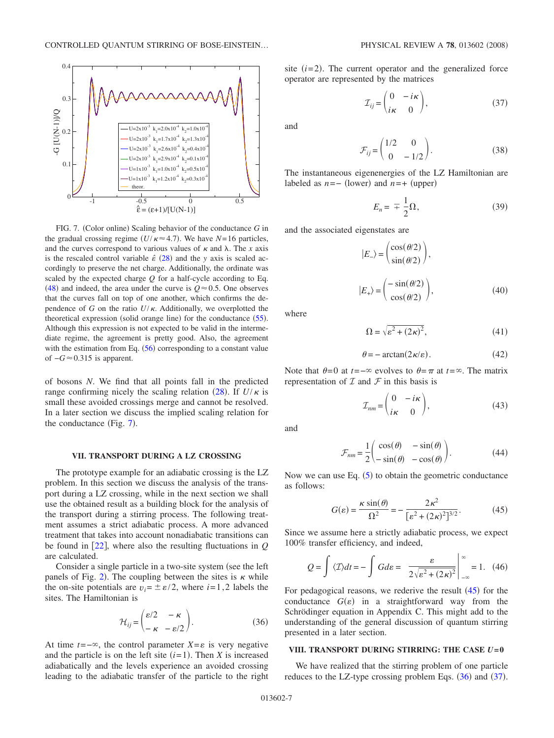FIG. 7. (Color online) Scaling behavior of the conductance $G$ in the gradual crossing regime ($U/\kappa \approx 4.7$). We have $N=16$ particles, and the curves correspond to various values of $\kappa$ and $\lambda$. The $x$ axis is the rescaled control variable $\hat{\varepsilon}$ (28) and the $y$ axis is scaled accordingly to preserve the net charge. Additionally, the ordinate was scaled by the expected charge $Q$ for a half-cycle according to Eq. (48) and indeed, the area under the curve is $Q \approx 0.5$. One observes that the curves fall on top of one another, which confirms the dependence of $G$ on the ratio $U/\kappa$. Additionally, we overplotted the theoretical expression (solid orange line) for the conductance (55). Although this expression is not expected to be valid in the intermediate regime, the agreement is pretty good. Also, the agreement with the estimation from Eq. (56) corresponding to a constant value of $-G \approx 0.315$ is apparent.

of bosons $N$. We find that all points fall in the predicted range confirming nicely the scaling relation (28). If $U/\kappa$ is small these avoided crossings merge and cannot be resolved. In a later section we discuss the implied scaling relation for the conductance (Fig. 7).

## VII. TRANSPORT DURING A LZ CROSSING

The prototype example for an adiabatic crossing is the LZ problem. In this section we discuss the analysis of the transport during a LZ crossing, while in the next section we shall use the obtained result as a building block for the analysis of the transport during a stirring process. The following treatment assumes a strict adiabatic process. A more advanced treatment that takes into account nonadiabatic transitions can be found in [22], where also the resulting fluctuations in $Q$ are calculated.

Consider a single particle in a two-site system (see the left panels of Fig. 2). The coupling between the sites is $\kappa$ while the on-site potentials are $v_i = \pm \varepsilon/2$, where $i=1,2$ labels the sites. The Hamiltonian is

$$\mathcal{H}_{ij} = \begin{pmatrix} \varepsilon/2 & -\kappa \\ -\kappa & -\varepsilon/2 \end{pmatrix}. \tag{36}$$

At time $t=-\infty$, the control parameter $X=\varepsilon$ is very negative and the particle is on the left site ($i=1$). Then $X$ is increased adiabatically and the levels experience an avoided crossing leading to the adiabatic transfer of the particle to the right site ($i=2$). The current operator and the generalized force operator are represented by the matrices

$$\mathcal{I}_{ij} = \begin{pmatrix} 0 & -i\kappa \\ i\kappa & 0 \end{pmatrix}, \tag{37}$$

and

$$\mathcal{F}_{ij} = \begin{pmatrix} 1/2 & 0 \\ 0 & -1/2 \end{pmatrix}. \tag{38}$$

The instantaneous eigenenergies of the LZ Hamiltonian are labeled as $n=-$ (lower) and $n=+$ (upper)

$$E_n = \mp \frac{1}{2}\Omega, \tag{39}$$

and the associated eigenstates are

$$|E_-\rangle = \begin{pmatrix} \cos(\theta/2) \\ \sin(\theta/2) \end{pmatrix},$$

$$|E_+\rangle = \begin{pmatrix} -\sin(\theta/2) \\ \cos(\theta/2) \end{pmatrix}, \tag{40}$$

where

$$\Omega = \sqrt{\varepsilon^2 + (2\kappa)^2}, \tag{41}$$

$$\theta = -\arctan(2\kappa/\varepsilon). \tag{42}$$

Note that $\theta=0$ at $t=-\infty$ evolves to $\theta=\pi$ at $t=\infty$. The matrix representation of $\mathcal{I}$ and $\mathcal{F}$ in this basis is

$$\mathcal{I}_{nm} = \begin{pmatrix} 0 & -i\kappa \\ i\kappa & 0 \end{pmatrix}, \tag{43}$$

and

$$\mathcal{F}_{nm} = \frac{1}{2}\begin{pmatrix} \cos(\theta) & -\sin(\theta) \\ -\sin(\theta) & -\cos(\theta) \end{pmatrix}. \tag{44}$$

Now we can use Eq. (5) to obtain the geometric conductance as follows:

$$G(\varepsilon) = \frac{\kappa \sin(\theta)}{\Omega^2} = -\frac{2\kappa^2}{[\varepsilon^2 + (2\kappa)^2]^{3/2}}. \tag{45}$$

Since we assume here a strictly adiabatic process, we expect 100% transfer efficiency, and indeed,

$$Q = \int \langle \mathcal{I} \rangle dt = -\int G d\varepsilon = \left. \frac{\varepsilon}{2\sqrt{\varepsilon^2 + (2\kappa)^2}} \right|_{-\infty}^{\infty} = 1. \tag{46}$$

For pedagogical reasons, we rederive the result (45) for the conductance $G(\varepsilon)$ in a straightforward way from the Schrödinger equation in Appendix C. This might add to the understanding of the general discussion of quantum stirring presented in a later section.

## VIII. TRANSPORT DURING STIRRING: THE CASE $U=0$

We have realized that the stirring problem of one particle reduces to the LZ-type crossing problem Eqs. (36) and (37).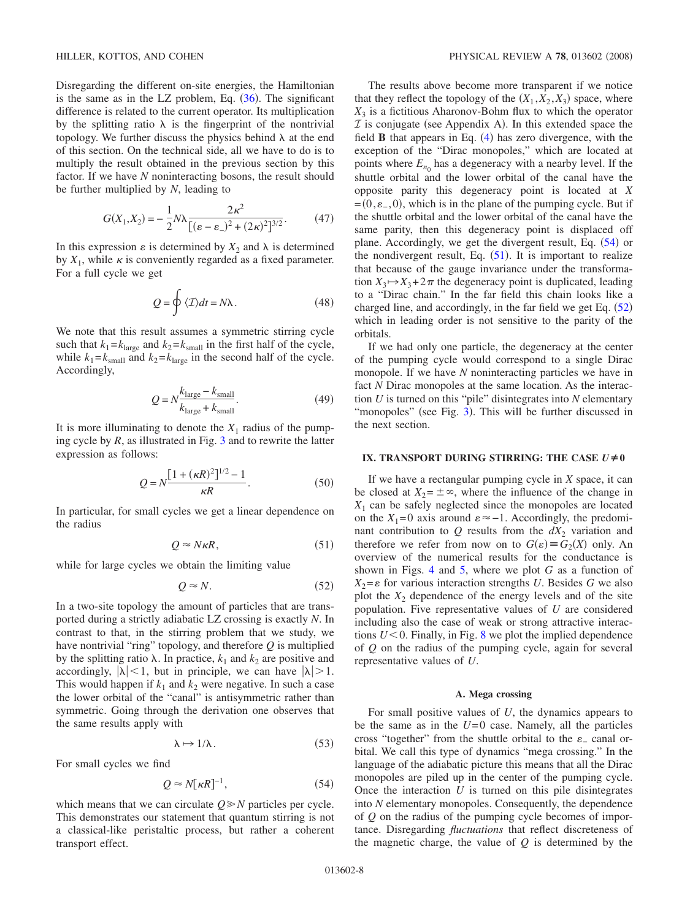Disregarding the different on-site energies, the Hamiltonian is the same as in the LZ problem, Eq. (36). The significant difference is related to the current operator. Its multiplication by the splitting ratio $\lambda$ is the fingerprint of the nontrivial topology. We further discuss the physics behind $\lambda$ at the end of this section. On the technical side, all we have to do is to multiply the result obtained in the previous section by this factor. If we have $N$ noninteracting bosons, the result should be further multiplied by $N$, leading to

$$G(X_1,X_2) = -\frac{1}{2}N\lambda\frac{2\kappa^2}{[(\varepsilon-\varepsilon_-)^2+(2\kappa)^2]^{3/2}}. \tag{47}$$

In this expression $\varepsilon$ is determined by $X_2$ and $\lambda$ is determined by $X_1$, while $\kappa$ is conveniently regarded as a fixed parameter. For a full cycle we get

$$Q = \oint \langle \mathcal{I} \rangle dt = N\lambda. \tag{48}$$

We note that this result assumes a symmetric stirring cycle such that $k_1 = k_{\text{large}}$ and $k_2 = k_{\text{small}}$ in the first half of the cycle, while $k_1 = k_{\text{small}}$ and $k_2 = k_{\text{large}}$ in the second half of the cycle. Accordingly,

$$Q = N\frac{k_{\text{large}} - k_{\text{small}}}{k_{\text{large}} + k_{\text{small}}}. \tag{49}$$

It is more illuminating to denote the $X_1$ radius of the pumping cycle by $R$, as illustrated in Fig. 3 and to rewrite the latter expression as follows:

$$Q = N\frac{[1+(\kappa R)^2]^{1/2}-1}{\kappa R}. \tag{50}$$

In particular, for small cycles we get a linear dependence on the radius

$$Q \approx N\kappa R, \tag{51}$$

while for large cycles we obtain the limiting value

$$Q \approx N. \tag{52}$$

In a two-site topology the amount of particles that are transported during a strictly adiabatic LZ crossing is exactly $N$. In contrast to that, in the stirring problem that we study, we have nontrivial "ring" topology, and therefore $Q$ is multiplied by the splitting ratio $\lambda$. In practice, $k_1$ and $k_2$ are positive and accordingly, $|\lambda| < 1$, but in principle, we can have $|\lambda| > 1$. This would happen if $k_1$ and $k_2$ were negative. In such a case the lower orbital of the "canal" is antisymmetric rather than symmetric. Going through the derivation one observes that the same results apply with

$$\lambda \mapsto 1/\lambda. \tag{53}$$

For small cycles we find

$$Q \approx N[\kappa R]^{-1}, \tag{54}$$

which means that we can circulate $Q \gg N$ particles per cycle. This demonstrates our statement that quantum stirring is not a classical-like peristaltic process, but rather a coherent transport effect.

The results above become more transparent if we notice that they reflect the topology of the $(X_1, X_2, X_3)$ space, where $X_3$ is a fictitious Aharonov-Bohm flux to which the operator $\mathcal{I}$ is conjugate (see Appendix A). In this extended space the field $\mathbf{B}$ that appears in Eq. (4) has zero divergence, with the exception of the "Dirac monopoles," which are located at points where $E_{n_0}$ has a degeneracy with a nearby level. If the shuttle orbital and the lower orbital of the canal have the opposite parity this degeneracy point is located at $X = (0, \varepsilon_-, 0)$, which is in the plane of the pumping cycle. But if the shuttle orbital and the lower orbital of the canal have the same parity, then this degeneracy point is displaced off plane. Accordingly, we get the divergent result, Eq. (54) or the nondivergent result, Eq. (51). It is important to realize that because of the gauge invariance under the transformation $X_3 \mapsto X_3 + 2\pi$ the degeneracy point is duplicated, leading to a "Dirac chain." In the far field this chain looks like a charged line, and accordingly, in the far field we get Eq. (52) which in leading order is not sensitive to the parity of the orbitals.

If we had only one particle, the degeneracy at the center of the pumping cycle would correspond to a single Dirac monopole. If we have $N$ noninteracting particles we have in fact $N$ Dirac monopoles at the same location. As the interaction $U$ is turned on this "pile" disintegrates into $N$ elementary "monopoles" (see Fig. 3). This will be further discussed in the next section.

## IX. TRANSPORT DURING STIRRING: THE CASE $U \neq 0$

If we have a rectangular pumping cycle in $X$ space, it can be closed at $X_2 = \pm\infty$, where the influence of the change in $X_1$ can be safely neglected since the monopoles are located on the $X_1 = 0$ axis around $\varepsilon \approx -1$. Accordingly, the predominant contribution to $Q$ results from the $dX_2$ variation and therefore we refer from now on to $G(\varepsilon) \equiv G_2(X)$ only. An overview of the numerical results for the conductance is shown in Figs. 4 and 5, where we plot $G$ as a function of $X_2 = \varepsilon$ for various interaction strengths $U$. Besides $G$ we also plot the $X_2$ dependence of the energy levels and of the site population. Five representative values of $U$ are considered including also the case of weak or strong attractive interactions $U < 0$. Finally, in Fig. 8 we plot the implied dependence of $Q$ on the radius of the pumping cycle, again for several representative values of $U$.

### A. Mega crossing

For small positive values of $U$, the dynamics appears to be the same as in the $U=0$ case. Namely, all the particles cross "together" from the shuttle orbital to the $\varepsilon_-$ canal orbital. We call this type of dynamics "mega crossing." In the language of the adiabatic picture this means that all the Dirac monopoles are piled up in the center of the pumping cycle. Once the interaction $U$ is turned on this pile disintegrates into $N$ elementary monopoles. Consequently, the dependence of $Q$ on the radius of the pumping cycle becomes of importance. Disregarding *fluctuations* that reflect discreteness of the magnetic charge, the value of $Q$ is determined by the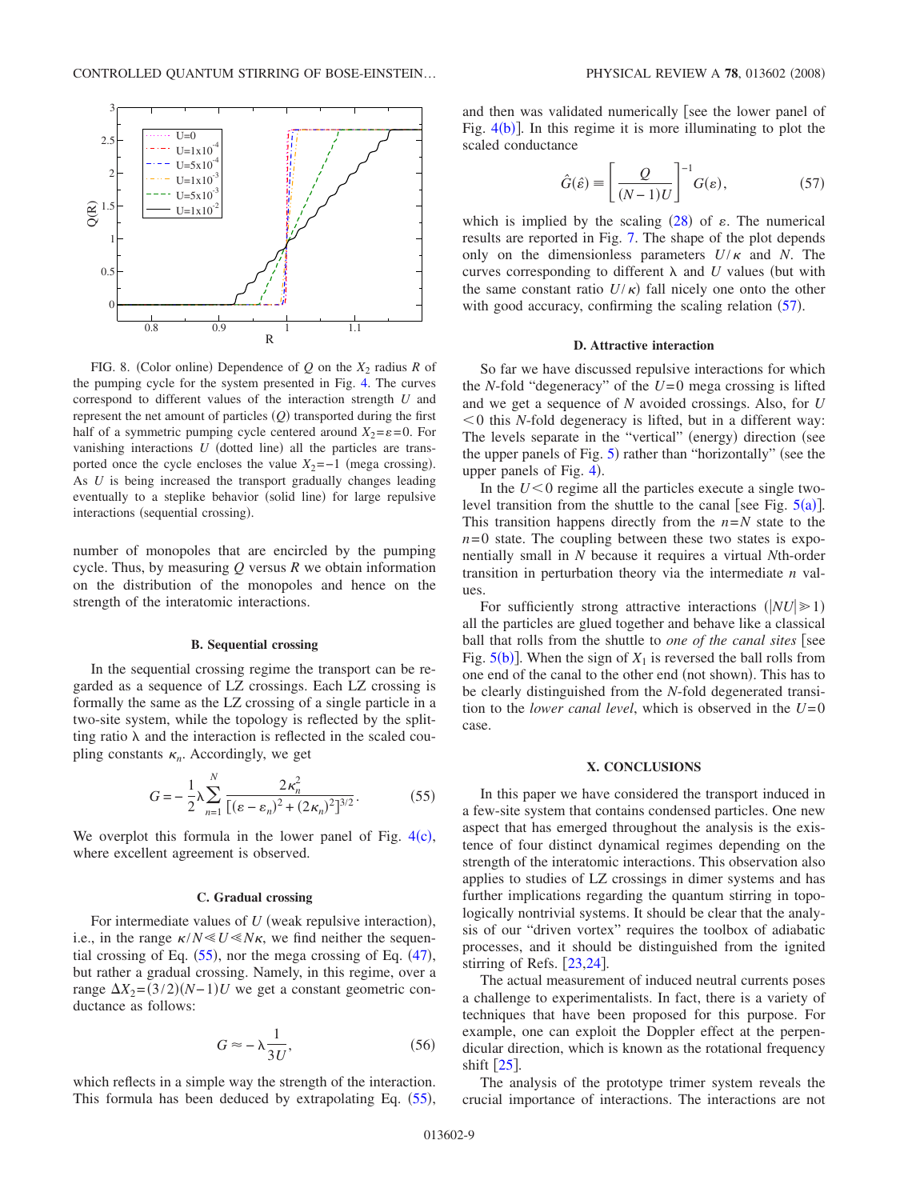FIG. 8. (Color online) Dependence of $Q$ on the $X_2$ radius $R$ of the pumping cycle for the system presented in Fig. 4. The curves correspond to different values of the interaction strength $U$ and represent the net amount of particles ($Q$) transported during the first half of a symmetric pumping cycle centered around $X_2=\varepsilon=0$. For vanishing interactions $U$ (dotted line) all the particles are transported once the cycle encloses the value $X_2=-1$ (mega crossing). As $U$ is being increased the transport gradually changes leading eventually to a steplike behavior (solid line) for large repulsive interactions (sequential crossing).

number of monopoles that are encircled by the pumping cycle. Thus, by measuring $Q$ versus $R$ we obtain information on the distribution of the monopoles and hence on the strength of the interatomic interactions.

### B. Sequential crossing

In the sequential crossing regime the transport can be regarded as a sequence of LZ crossings. Each LZ crossing is formally the same as the LZ crossing of a single particle in a two-site system, while the topology is reflected by the splitting ratio $\lambda$ and the interaction is reflected in the scaled coupling constants $\kappa_n$. Accordingly, we get

$$G = -\frac{1}{2}\lambda\sum_{n=1}^{N}\frac{2\kappa_n^2}{[(\varepsilon-\varepsilon_n)^2+(2\kappa_n)^2]^{3/2}}. \tag{55}$$

We overplot this formula in the lower panel of Fig. 4(c), where excellent agreement is observed.

### C. Gradual crossing

For intermediate values of $U$ (weak repulsive interaction), i.e., in the range $\kappa/N \ll U \ll N\kappa$, we find neither the sequential crossing of Eq. (55), nor the mega crossing of Eq. (47), but rather a gradual crossing. Namely, in this regime, over a range $\Delta X_2=(3/2)(N-1)U$ we get a constant geometric conductance as follows:

$$G \approx -\lambda\frac{1}{3U}, \tag{56}$$

which reflects in a simple way the strength of the interaction. This formula has been deduced by extrapolating Eq. (55), and then was validated numerically [see the lower panel of Fig. 4(b)]. In this regime it is more illuminating to plot the scaled conductance

$$\hat{G}(\hat{\varepsilon}) \equiv \left[\frac{Q}{(N-1)U}\right]^{-1} G(\varepsilon), \tag{57}$$

which is implied by the scaling (28) of $\varepsilon$. The numerical results are reported in Fig. 7. The shape of the plot depends only on the dimensionless parameters $U/\kappa$ and $N$. The curves corresponding to different $\lambda$ and $U$ values (but with the same constant ratio $U/\kappa$) fall nicely one onto the other with good accuracy, confirming the scaling relation (57).

### D. Attractive interaction

So far we have discussed repulsive interactions for which the $N$-fold "degeneracy" of the $U=0$ mega crossing is lifted and we get a sequence of $N$ avoided crossings. Also, for $U<0$ this $N$-fold degeneracy is lifted, but in a different way: The levels separate in the "vertical" (energy) direction (see the upper panels of Fig. 5) rather than "horizontally" (see the upper panels of Fig. 4).

In the $U<0$ regime all the particles execute a single two-level transition from the shuttle to the canal [see Fig. 5(a)]. This transition happens directly from the $n=N$ state to the $n=0$ state. The coupling between these two states is exponentially small in $N$ because it requires a virtual $N$th-order transition in perturbation theory via the intermediate $n$ values.

For sufficiently strong attractive interactions ($|NU|\gg 1$) all the particles are glued together and behave like a classical ball that rolls from the shuttle to *one of the canal sites* [see Fig. 5(b)]. When the sign of $X_1$ is reversed the ball rolls from one end of the canal to the other end (not shown). This has to be clearly distinguished from the $N$-fold degenerated transition to the *lower canal level*, which is observed in the $U=0$ case.

## X. CONCLUSIONS

In this paper we have considered the transport induced in a few-site system that contains condensed particles. One new aspect that has emerged throughout the analysis is the existence of four distinct dynamical regimes depending on the strength of the interatomic interactions. This observation also applies to studies of LZ crossings in dimer systems and has further implications regarding the quantum stirring in topologically nontrivial systems. It should be clear that the analysis of our "driven vortex" requires the toolbox of adiabatic processes, and it should be distinguished from the ignited stirring of Refs. [23,24].

The actual measurement of induced neutral currents poses a challenge to experimentalists. In fact, there is a variety of techniques that have been proposed for this purpose. For example, one can exploit the Doppler effect at the perpendicular direction, which is known as the rotational frequency shift [25].

The analysis of the prototype trimer system reveals the crucial importance of interactions. The interactions are not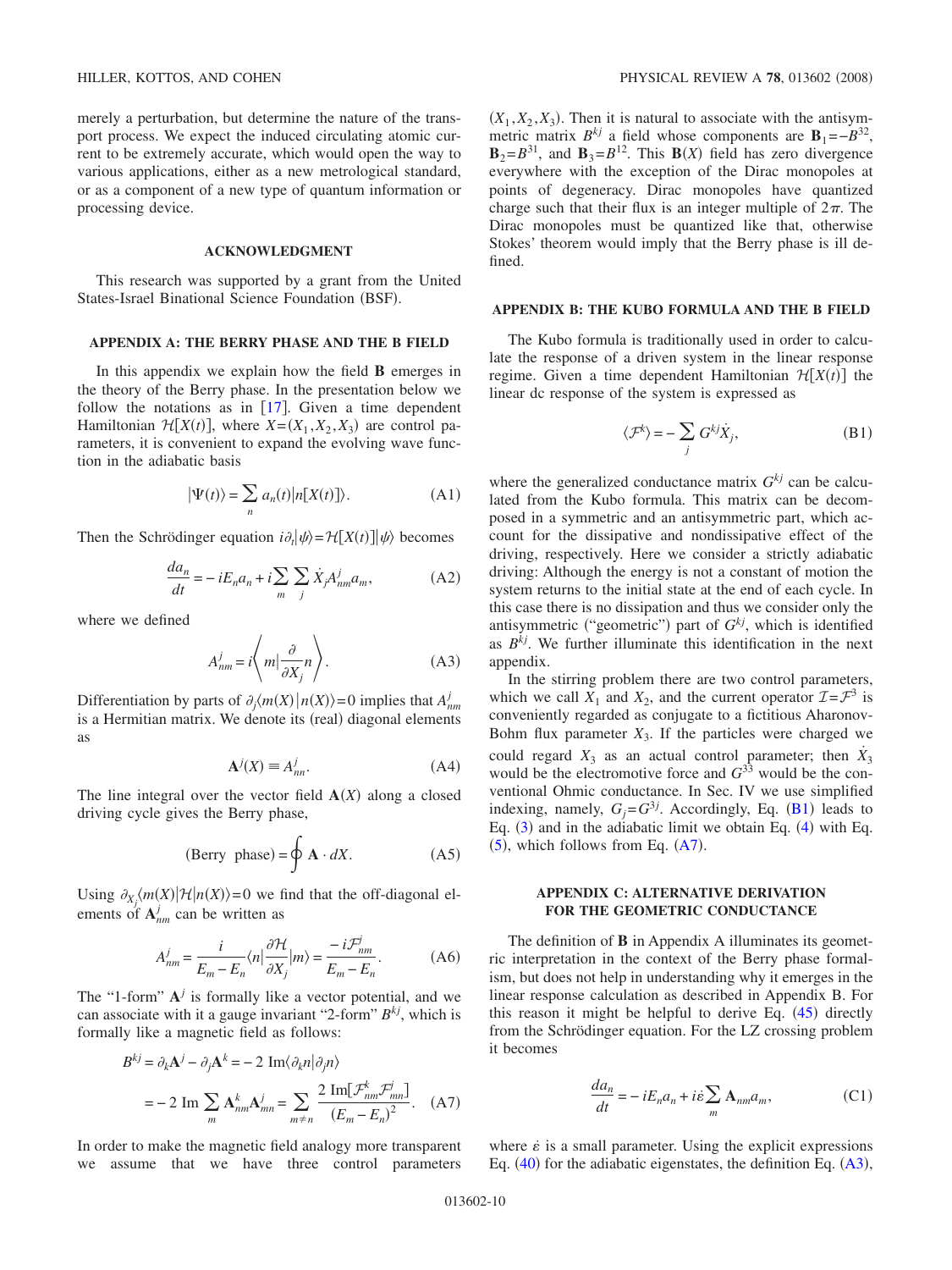merely a perturbation, but determine the nature of the transport process. We expect the induced circulating atomic current to be extremely accurate, which would open the way to various applications, either as a new metrological standard, or as a component of a new type of quantum information or processing device.

## ACKNOWLEDGMENT

This research was supported by a grant from the United States-Israel Binational Science Foundation (BSF).

## APPENDIX A: THE BERRY PHASE AND THE B FIELD

In this appendix we explain how the field $\mathbf{B}$ emerges in the theory of the Berry phase. In the presentation below we follow the notations as in [17]. Given a time dependent Hamiltonian $\mathcal{H}[X(t)]$, where $X=(X_1,X_2,X_3)$ are control parameters, it is convenient to expand the evolving wave function in the adiabatic basis

$$|\Psi(t)\rangle = \sum_n a_n(t)|n[X(t)]\rangle. \tag{A1}$$

Then the Schrödinger equation $i\partial_t|\psi\rangle = \mathcal{H}[X(t)]|\psi\rangle$ becomes

$$\frac{da_n}{dt} = -iE_n a_n + i\sum_m \sum_j \dot{X}_j A^j_{nm} a_m, \tag{A2}$$

where we defined

$$A^j_{nm} = i\left\langle m\Big|\frac{\partial}{\partial X_j}n\right\rangle. \tag{A3}$$

Differentiation by parts of $\partial_j\langle m(X)|n(X)\rangle=0$ implies that $A^j_{nm}$ is a Hermitian matrix. We denote its (real) diagonal elements as

$$\mathbf{A}^j(X) \equiv A^j_{nn}. \tag{A4}$$

The line integral over the vector field $\mathbf{A}(X)$ along a closed driving cycle gives the Berry phase,

$$(\text{Berry phase}) = \oint \mathbf{A}\cdot dX. \tag{A5}$$

Using $\partial_{X_j}\langle m(X)|\mathcal{H}|n(X)\rangle=0$ we find that the off-diagonal elements of $\mathbf{A}^j_{nm}$ can be written as

$$A^j_{nm} = \frac{i}{E_m-E_n}\langle n|\frac{\partial\mathcal{H}}{\partial X_j}|m\rangle = \frac{-i\mathcal{F}^j_{nm}}{E_m-E_n}. \tag{A6}$$

The "1-form" $\mathbf{A}^j$ is formally like a vector potential, and we can associate with it a gauge invariant "2-form" $B^{kj}$, which is formally like a magnetic field as follows:

$$\begin{aligned}B^{kj} &= \partial_k\mathbf{A}^j - \partial_j\mathbf{A}^k = -2\,\mathrm{Im}\langle\partial_k n|\partial_j n\rangle \\ &= -2\,\mathrm{Im}\sum_m \mathbf{A}^k_{nm}\mathbf{A}^j_{mn} = \sum_{m\neq n}\frac{2\,\mathrm{Im}[\mathcal{F}^k_{nm}\mathcal{F}^j_{mn}]}{(E_m-E_n)^2}.\end{aligned} \tag{A7}$$

In order to make the magnetic field analogy more transparent we assume that we have three control parameters $(X_1,X_2,X_3)$. Then it is natural to associate with the antisymmetric matrix $B^{kj}$ a field whose components are $\mathbf{B}_1=-B^{32}$, $\mathbf{B}_2=B^{31}$, and $\mathbf{B}_3=B^{12}$. This $\mathbf{B}(X)$ field has zero divergence everywhere with the exception of the Dirac monopoles at points of degeneracy. Dirac monopoles have quantized charge such that their flux is an integer multiple of $2\pi$. The Dirac monopoles must be quantized like that, otherwise Stokes' theorem would imply that the Berry phase is ill defined.

## APPENDIX B: THE KUBO FORMULA AND THE B FIELD

The Kubo formula is traditionally used in order to calculate the response of a driven system in the linear response regime. Given a time dependent Hamiltonian $\mathcal{H}[X(t)]$ the linear dc response of the system is expressed as

$$\langle\mathcal{F}^k\rangle = -\sum_j G^{kj}\dot{X}_j, \tag{B1}$$

where the generalized conductance matrix $G^{kj}$ can be calculated from the Kubo formula. This matrix can be decomposed in a symmetric and an antisymmetric part, which account for the dissipative and nondissipative effect of the driving, respectively. Here we consider a strictly adiabatic driving: Although the energy is not a constant of motion the system returns to the initial state at the end of each cycle. In this case there is no dissipation and thus we consider only the antisymmetric ("geometric") part of $G^{kj}$, which is identified as $B^{kj}$. We further illuminate this identification in the next appendix.

In the stirring problem there are two control parameters, which we call $X_1$ and $X_2$, and the current operator $\mathcal{I}=\mathcal{F}^3$ is conveniently regarded as conjugate to a fictitious Aharonov-Bohm flux parameter $X_3$. If the particles were charged we could regard $X_3$ as an actual control parameter; then $\dot{X}_3$ would be the electromotive force and $G^{33}$ would be the conventional Ohmic conductance. In Sec. IV we use simplified indexing, namely, $G_j=G^{3j}$. Accordingly, Eq. (B1) leads to Eq. (3) and in the adiabatic limit we obtain Eq. (4) with Eq. (5), which follows from Eq. (A7).

## APPENDIX C: ALTERNATIVE DERIVATION FOR THE GEOMETRIC CONDUCTANCE

The definition of $\mathbf{B}$ in Appendix A illuminates its geometric interpretation in the context of the Berry phase formalism, but does not help in understanding why it emerges in the linear response calculation as described in Appendix B. For this reason it might be helpful to derive Eq. (45) directly from the Schrödinger equation. For the LZ crossing problem it becomes

$$\frac{da_n}{dt} = -iE_n a_n + i\dot{\varepsilon}\sum_m \mathbf{A}_{nm}a_m, \tag{C1}$$

where $\dot{\varepsilon}$ is a small parameter. Using the explicit expressions Eq. (40) for the adiabatic eigenstates, the definition Eq. (A3),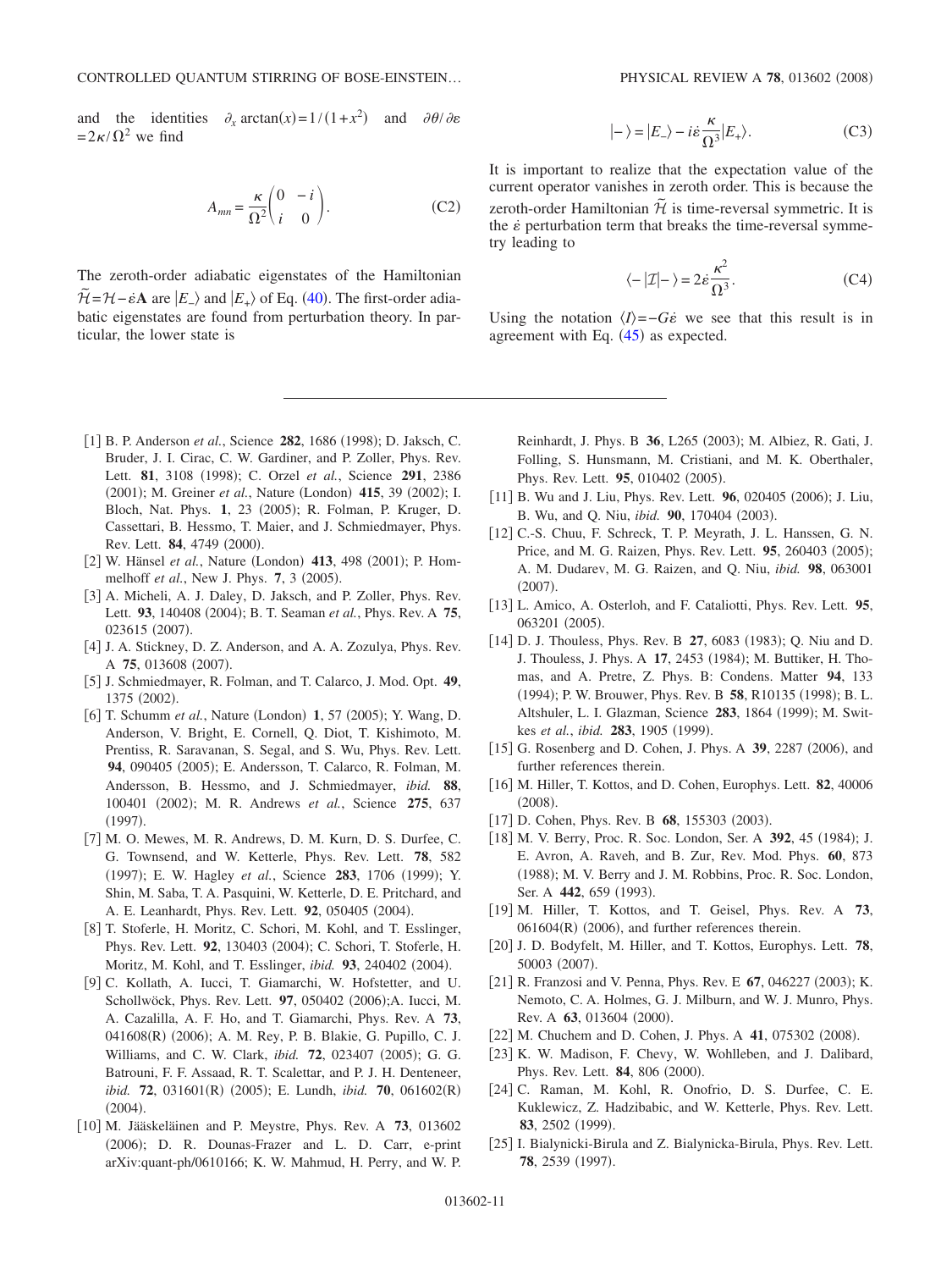and the identities $\partial_x \arctan(x) = 1/(1+x^2)$ and $\partial\theta/\partial\varepsilon = 2\kappa/\Omega^2$ we find

$$A_{mn} = \frac{\kappa}{\Omega^2}\begin{pmatrix} 0 & -i \\ i & 0 \end{pmatrix}. \tag{C2}$$

The zeroth-order adiabatic eigenstates of the Hamiltonian $\tilde{\mathcal{H}} = \mathcal{H} - \dot{\varepsilon}\mathbf{A}$ are $|E_-\rangle$ and $|E_+\rangle$ of Eq. (40). The first-order adiabatic eigenstates are found from perturbation theory. In particular, the lower state is

$$|-\rangle = |E_-\rangle - i\dot{\varepsilon}\frac{\kappa}{\Omega^3}|E_+\rangle. \tag{C3}$$

It is important to realize that the expectation value of the current operator vanishes in zeroth order. This is because the zeroth-order Hamiltonian $\tilde{\mathcal{H}}$ is time-reversal symmetric. It is the $\dot{\varepsilon}$ perturbation term that breaks the time-reversal symmetry leading to

$$\langle -|\mathcal{I}|-\rangle = 2\dot{\varepsilon}\frac{\kappa^2}{\Omega^3}. \tag{C4}$$

Using the notation $\langle I \rangle = -G\dot{\varepsilon}$ we see that this result is in agreement with Eq. (45) as expected.

---

[1] B. P. Anderson *et al.*, Science **282**, 1686 (1998); D. Jaksch, C. Bruder, J. I. Cirac, C. W. Gardiner, and P. Zoller, Phys. Rev. Lett. **81**, 3108 (1998); C. Orzel *et al.*, Science **291**, 2386 (2001); M. Greiner *et al.*, Nature (London) **415**, 39 (2002); I. Bloch, Nat. Phys. **1**, 23 (2005); R. Folman, P. Kruger, D. Cassettari, B. Hessmo, T. Maier, and J. Schmiedmayer, Phys. Rev. Lett. **84**, 4749 (2000).

[2] W. Hänsel *et al.*, Nature (London) **413**, 498 (2001); P. Hommelhoff *et al.*, New J. Phys. **7**, 3 (2005).

[3] A. Micheli, A. J. Daley, D. Jaksch, and P. Zoller, Phys. Rev. Lett. **93**, 140408 (2004); B. T. Seaman *et al.*, Phys. Rev. A **75**, 023615 (2007).

[4] J. A. Stickney, D. Z. Anderson, and A. A. Zozulya, Phys. Rev. A **75**, 013608 (2007).

[5] J. Schmiedmayer, R. Folman, and T. Calarco, J. Mod. Opt. **49**, 1375 (2002).

[6] T. Schumm *et al.*, Nature (London) **1**, 57 (2005); Y. Wang, D. Anderson, V. Bright, E. Cornell, Q. Diot, T. Kishimoto, M. Prentiss, R. Saravanan, S. Segal, and S. Wu, Phys. Rev. Lett. **94**, 090405 (2005); E. Andersson, T. Calarco, R. Folman, M. Andersson, B. Hessmo, and J. Schmiedmayer, *ibid.* **88**, 100401 (2002); M. R. Andrews *et al.*, Science **275**, 637 (1997).

[7] M. O. Mewes, M. R. Andrews, D. M. Kurn, D. S. Durfee, C. G. Townsend, and W. Ketterle, Phys. Rev. Lett. **78**, 582 (1997); E. W. Hagley *et al.*, Science **283**, 1706 (1999); Y. Shin, M. Saba, T. A. Pasquini, W. Ketterle, D. E. Pritchard, and A. E. Leanhardt, Phys. Rev. Lett. **92**, 050405 (2004).

[8] T. Stoferle, H. Moritz, C. Schori, M. Kohl, and T. Esslinger, Phys. Rev. Lett. **92**, 130403 (2004); C. Schori, T. Stoferle, H. Moritz, M. Kohl, and T. Esslinger, *ibid.* **93**, 240402 (2004).

[9] C. Kollath, A. Iucci, T. Giamarchi, W. Hofstetter, and U. Schollwöck, Phys. Rev. Lett. **97**, 050402 (2006);A. Iucci, M. A. Cazalilla, A. F. Ho, and T. Giamarchi, Phys. Rev. A **73**, 041608(R) (2006); A. M. Rey, P. B. Blakie, G. Pupillo, C. J. Williams, and C. W. Clark, *ibid.* **72**, 023407 (2005); G. G. Batrouni, F. F. Assaad, R. T. Scalettar, and P. J. H. Denteneer, *ibid.* **72**, 031601(R) (2005); E. Lundh, *ibid.* **70**, 061602(R) (2004).

[10] M. Jääskeläinen and P. Meystre, Phys. Rev. A **73**, 013602 (2006); D. R. Dounas-Frazer and L. D. Carr, e-print arXiv:quant-ph/0610166; K. W. Mahmud, H. Perry, and W. P. Reinhardt, J. Phys. B **36**, L265 (2003); M. Albiez, R. Gati, J. Folling, S. Hunsmann, M. Cristiani, and M. K. Oberthaler, Phys. Rev. Lett. **95**, 010402 (2005).

[11] B. Wu and J. Liu, Phys. Rev. Lett. **96**, 020405 (2006); J. Liu, B. Wu, and Q. Niu, *ibid.* **90**, 170404 (2003).

[12] C.-S. Chuu, F. Schreck, T. P. Meyrath, J. L. Hanssen, G. N. Price, and M. G. Raizen, Phys. Rev. Lett. **95**, 260403 (2005); A. M. Dudarev, M. G. Raizen, and Q. Niu, *ibid.* **98**, 063001 (2007).

[13] L. Amico, A. Osterloh, and F. Cataliotti, Phys. Rev. Lett. **95**, 063201 (2005).

[14] D. J. Thouless, Phys. Rev. B **27**, 6083 (1983); Q. Niu and D. J. Thouless, J. Phys. A **17**, 2453 (1984); M. Buttiker, H. Thomas, and A. Pretre, Z. Phys. B: Condens. Matter **94**, 133 (1994); P. W. Brouwer, Phys. Rev. B **58**, R10135 (1998); B. L. Altshuler, L. I. Glazman, Science **283**, 1864 (1999); M. Switkes *et al.*, *ibid.* **283**, 1905 (1999).

[15] G. Rosenberg and D. Cohen, J. Phys. A **39**, 2287 (2006), and further references therein.

[16] M. Hiller, T. Kottos, and D. Cohen, Europhys. Lett. **82**, 40006 (2008).

[17] D. Cohen, Phys. Rev. B **68**, 155303 (2003).

[18] M. V. Berry, Proc. R. Soc. London, Ser. A **392**, 45 (1984); J. E. Avron, A. Raveh, and B. Zur, Rev. Mod. Phys. **60**, 873 (1988); M. V. Berry and J. M. Robbins, Proc. R. Soc. London, Ser. A **442**, 659 (1993).

[19] M. Hiller, T. Kottos, and T. Geisel, Phys. Rev. A **73**, 061604(R) (2006), and further references therein.

[20] J. D. Bodyfelt, M. Hiller, and T. Kottos, Europhys. Lett. **78**, 50003 (2007).

[21] R. Franzosi and V. Penna, Phys. Rev. E **67**, 046227 (2003); K. Nemoto, C. A. Holmes, G. J. Milburn, and W. J. Munro, Phys. Rev. A **63**, 013604 (2000).

[22] M. Chuchem and D. Cohen, J. Phys. A **41**, 075302 (2008).

[23] K. W. Madison, F. Chevy, W. Wohlleben, and J. Dalibard, Phys. Rev. Lett. **84**, 806 (2000).

[24] C. Raman, M. Kohl, R. Onofrio, D. S. Durfee, C. E. Kuklewicz, Z. Hadzibabic, and W. Ketterle, Phys. Rev. Lett. **83**, 2502 (1999).

[25] I. Bialynicki-Birula and Z. Bialynicka-Birula, Phys. Rev. Lett. **78**, 2539 (1997).